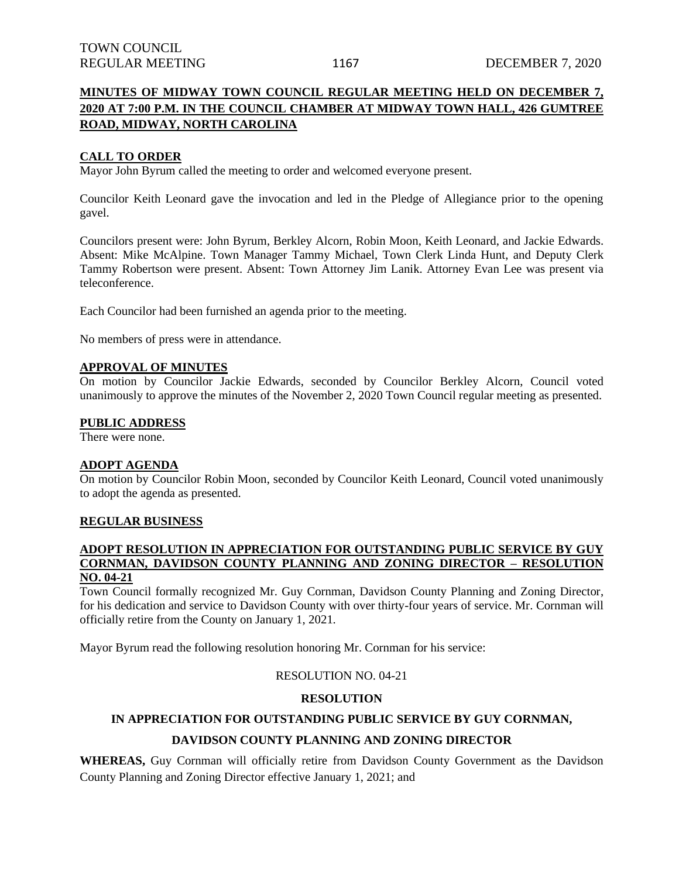**MINUTES OF MIDWAY TOWN COUNCIL REGULAR MEETING HELD ON DECEMBER 7, 2020 AT 7:00 P.M. IN THE COUNCIL CHAMBER AT MIDWAY TOWN HALL, 426 GUMTREE ROAD, MIDWAY, NORTH CAROLINA**

**CALL TO ORDER**

Mayor John Byrum called the meeting to order and welcomed everyone present.

Councilor Keith Leonard gave the invocation and led in the Pledge of Allegiance prior to the opening gavel.

Councilors present were: John Byrum, Berkley Alcorn, Robin Moon, Keith Leonard, and Jackie Edwards. Absent: Mike McAlpine. Town Manager Tammy Michael, Town Clerk Linda Hunt, and Deputy Clerk Tammy Robertson were present. Absent: Town Attorney Jim Lanik. Attorney Evan Lee was present via teleconference.

Each Councilor had been furnished an agenda prior to the meeting.

No members of press were in attendance.

**APPROVAL OF MINUTES**

On motion by Councilor Jackie Edwards, seconded by Councilor Berkley Alcorn, Council voted unanimously to approve the minutes of the November 2, 2020 Town Council regular meeting as presented.

**PUBLIC ADDRESS**

There were none.

**ADOPT AGENDA**

On motion by Councilor Robin Moon, seconded by Councilor Keith Leonard, Council voted unanimously to adopt the agenda as presented.

**REGULAR BUSINESS**

**ADOPT RESOLUTION IN APPRECIATION FOR OUTSTANDING PUBLIC SERVICE BY GUY CORNMAN, DAVIDSON COUNTY PLANNING AND ZONING DIRECTOR – RESOLUTION NO. 04-21**

Town Council formally recognized Mr. Guy Cornman, Davidson County Planning and Zoning Director, for his dedication and service to Davidson County with over thirty-four years of service. Mr. Cornman will officially retire from the County on January 1, 2021.

Mayor Byrum read the following resolution honoring Mr. Cornman for his service:

RESOLUTION NO. 04-21

**RESOLUTION**

**IN APPRECIATION FOR OUTSTANDING PUBLIC SERVICE BY GUY CORNMAN,**

**DAVIDSON COUNTY PLANNING AND ZONING DIRECTOR**

**WHEREAS,** Guy Cornman will officially retire from Davidson County Government as the Davidson County Planning and Zoning Director effective January 1, 2021; and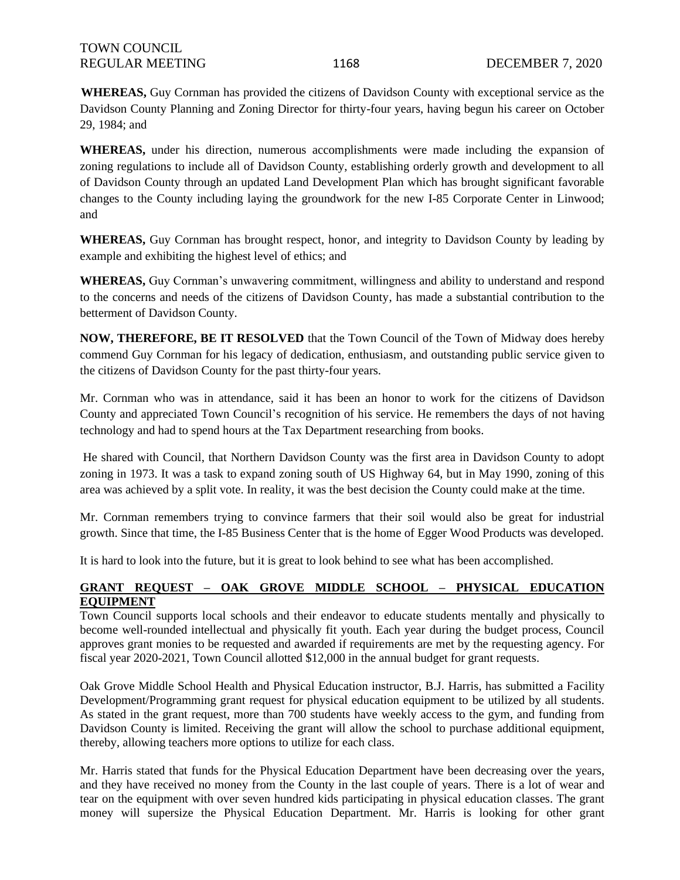**WHEREAS,** Guy Cornman has provided the citizens of Davidson County with exceptional service as the Davidson County Planning and Zoning Director for thirty-four years, having begun his career on October 29, 1984; and

**WHEREAS,** under his direction, numerous accomplishments were made including the expansion of zoning regulations to include all of Davidson County, establishing orderly growth and development to all of Davidson County through an updated Land Development Plan which has brought significant favorable changes to the County including laying the groundwork for the new I-85 Corporate Center in Linwood; and

**WHEREAS,** Guy Cornman has brought respect, honor, and integrity to Davidson County by leading by example and exhibiting the highest level of ethics; and

**WHEREAS,** Guy Cornman's unwavering commitment, willingness and ability to understand and respond to the concerns and needs of the citizens of Davidson County, has made a substantial contribution to the betterment of Davidson County.

**NOW, THEREFORE, BE IT RESOLVED** that the Town Council of the Town of Midway does hereby commend Guy Cornman for his legacy of dedication, enthusiasm, and outstanding public service given to the citizens of Davidson County for the past thirty-four years.

Mr. Cornman who was in attendance, said it has been an honor to work for the citizens of Davidson County and appreciated Town Council's recognition of his service. He remembers the days of not having technology and had to spend hours at the Tax Department researching from books.

He shared with Council, that Northern Davidson County was the first area in Davidson County to adopt zoning in 1973. It was a task to expand zoning south of US Highway 64, but in May 1990, zoning of this area was achieved by a split vote. In reality, it was the best decision the County could make at the time.

Mr. Cornman remembers trying to convince farmers that their soil would also be great for industrial growth. Since that time, the I-85 Business Center that is the home of Egger Wood Products was developed.

It is hard to look into the future, but it is great to look behind to see what has been accomplished.

**GRANT REQUEST – OAK GROVE MIDDLE SCHOOL – PHYSICAL EDUCATION EQUIPMENT**

Town Council supports local schools and their endeavor to educate students mentally and physically to become well-rounded intellectual and physically fit youth. Each year during the budget process, Council approves grant monies to be requested and awarded if requirements are met by the requesting agency. For fiscal year 2020-2021, Town Council allotted $12,000 in the annual budget for grant requests.

Oak Grove Middle School Health and Physical Education instructor, B.J. Harris, has submitted a Facility Development/Programming grant request for physical education equipment to be utilized by all students. As stated in the grant request, more than 700 students have weekly access to the gym, and funding from Davidson County is limited. Receiving the grant will allow the school to purchase additional equipment, thereby, allowing teachers more options to utilize for each class.

Mr. Harris stated that funds for the Physical Education Department have been decreasing over the years, and they have received no money from the County in the last couple of years. There is a lot of wear and tear on the equipment with over seven hundred kids participating in physical education classes. The grant money will supersize the Physical Education Department. Mr. Harris is looking for other grant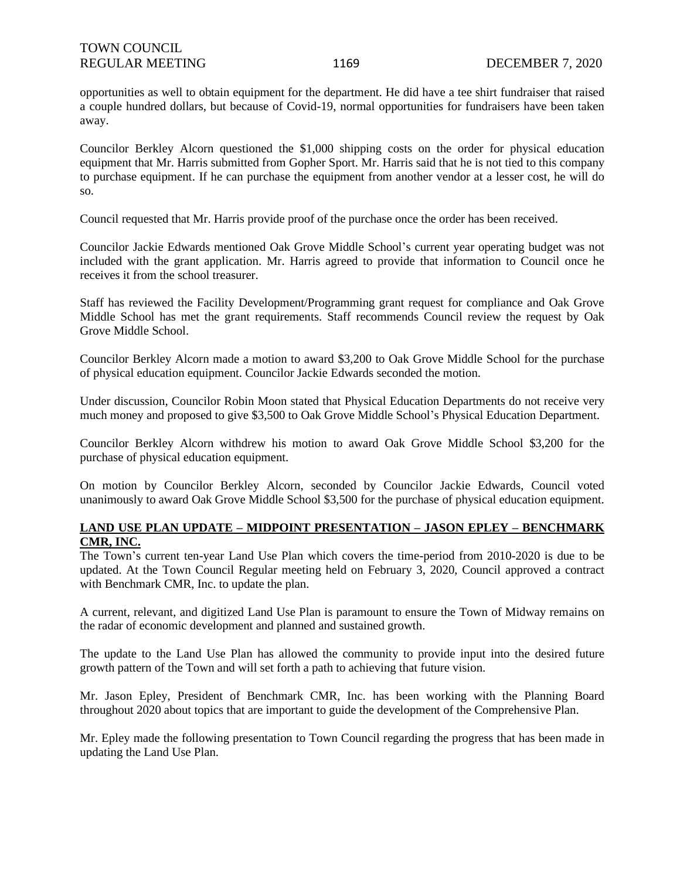opportunities as well to obtain equipment for the department. He did have a tee shirt fundraiser that raised a couple hundred dollars, but because of Covid-19, normal opportunities for fundraisers have been taken away.

Councilor Berkley Alcorn questioned the $1,000 shipping costs on the order for physical education equipment that Mr. Harris submitted from Gopher Sport. Mr. Harris said that he is not tied to this company to purchase equipment. If he can purchase the equipment from another vendor at a lesser cost, he will do so.

Council requested that Mr. Harris provide proof of the purchase once the order has been received.

Councilor Jackie Edwards mentioned Oak Grove Middle School's current year operating budget was not included with the grant application. Mr. Harris agreed to provide that information to Council once he receives it from the school treasurer.

Staff has reviewed the Facility Development/Programming grant request for compliance and Oak Grove Middle School has met the grant requirements. Staff recommends Council review the request by Oak Grove Middle School.

Councilor Berkley Alcorn made a motion to award $3,200 to Oak Grove Middle School for the purchase of physical education equipment. Councilor Jackie Edwards seconded the motion.

Under discussion, Councilor Robin Moon stated that Physical Education Departments do not receive very much money and proposed to give $3,500 to Oak Grove Middle School's Physical Education Department.

Councilor Berkley Alcorn withdrew his motion to award Oak Grove Middle School $3,200 for the purchase of physical education equipment.

On motion by Councilor Berkley Alcorn, seconded by Councilor Jackie Edwards, Council voted unanimously to award Oak Grove Middle School $3,500 for the purchase of physical education equipment.

**LAND USE PLAN UPDATE – MIDPOINT PRESENTATION – JASON EPLEY – BENCHMARK CMR, INC.**

The Town's current ten-year Land Use Plan which covers the time-period from 2010-2020 is due to be updated. At the Town Council Regular meeting held on February 3, 2020, Council approved a contract with Benchmark CMR, Inc. to update the plan.

A current, relevant, and digitized Land Use Plan is paramount to ensure the Town of Midway remains on the radar of economic development and planned and sustained growth.

The update to the Land Use Plan has allowed the community to provide input into the desired future growth pattern of the Town and will set forth a path to achieving that future vision.

Mr. Jason Epley, President of Benchmark CMR, Inc. has been working with the Planning Board throughout 2020 about topics that are important to guide the development of the Comprehensive Plan.

Mr. Epley made the following presentation to Town Council regarding the progress that has been made in updating the Land Use Plan.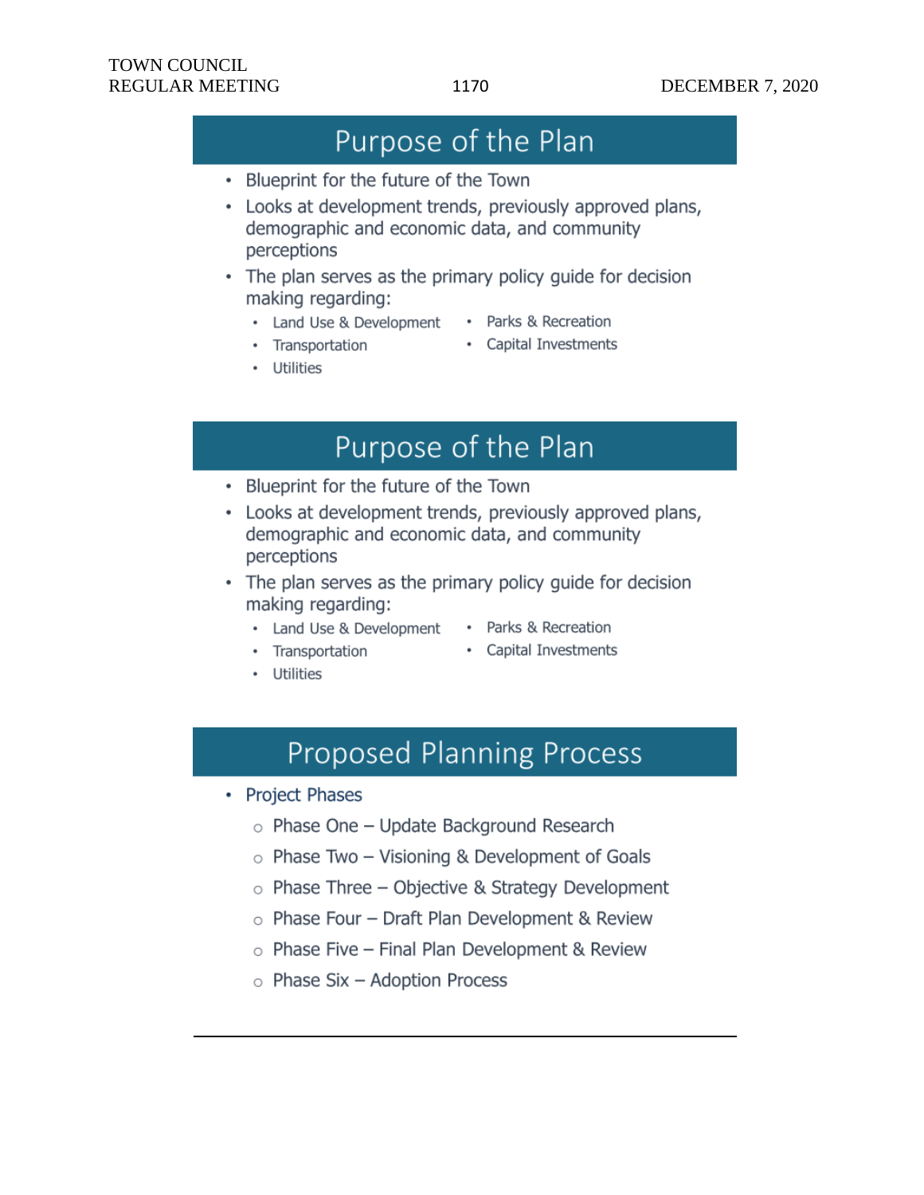## Purpose of the Plan

- Blueprint for the future of the Town
- Looks at development trends, previously approved plans, demographic and economic data, and community perceptions
- The plan serves as the primary policy guide for decision making regarding:
  - Land Use & Development
  - Transportation
  - Utilities
  - Parks & Recreation
  - Capital Investments

## Purpose of the Plan

- Blueprint for the future of the Town
- Looks at development trends, previously approved plans, demographic and economic data, and community perceptions
- The plan serves as the primary policy guide for decision making regarding:
  - Land Use & Development
  - Transportation
  - Utilities
  - Parks & Recreation
  - Capital Investments

## Proposed Planning Process

- Project Phases
  - Phase One – Update Background Research
  - Phase Two – Visioning & Development of Goals
  - Phase Three – Objective & Strategy Development
  - Phase Four – Draft Plan Development & Review
  - Phase Five – Final Plan Development & Review
  - Phase Six – Adoption Process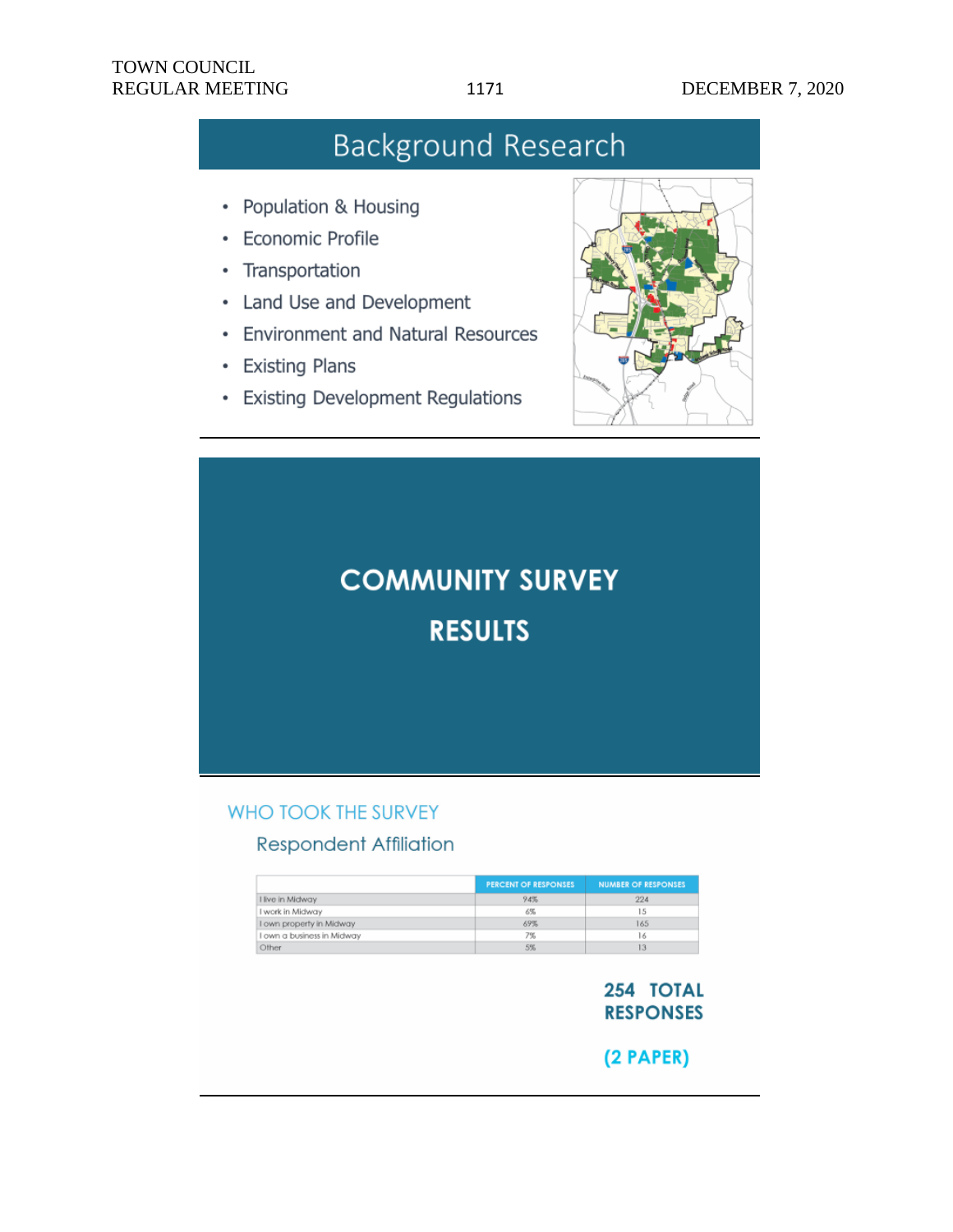# Background Research

- Population & Housing
- Economic Profile
- Transportation
- Land Use and Development
- Environment and Natural Resources
- Existing Plans
- Existing Development Regulations

---

# COMMUNITY SURVEY RESULTS

---

## WHO TOOK THE SURVEY

### Respondent Affiliation

| | PERCENT OF RESPONSES | NUMBER OF RESPONSES |
|---|---|---|
| I live in Midway | 94% | 224 |
| I work in Midway | 6% | 15 |
| I own property in Midway | 69% | 165 |
| I own a business in Midway | 7% | 16 |
| Other | 5% | 13 |

**254 TOTAL RESPONSES**

**(2 PAPER)**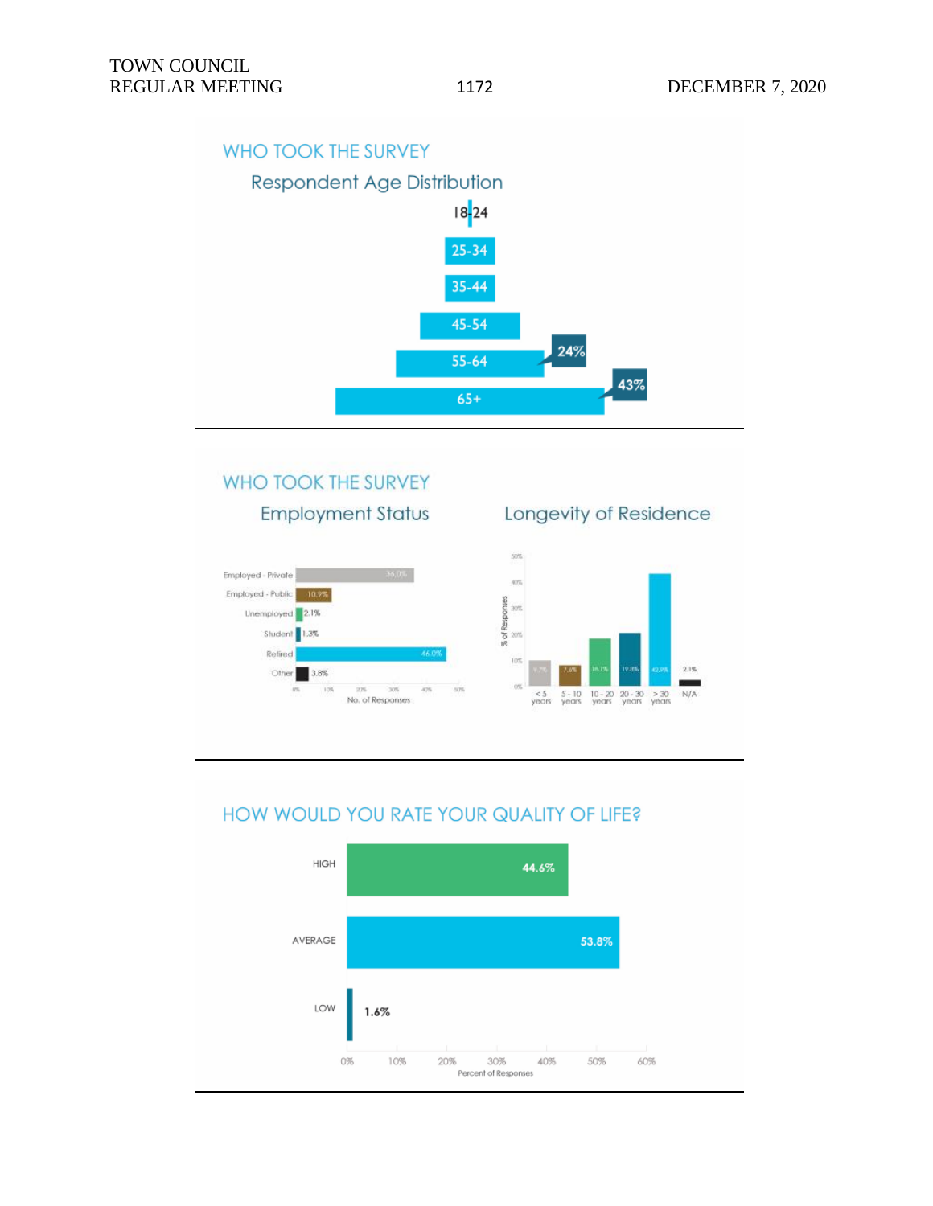## WHO TOOK THE SURVEY

### Respondent Age Distribution

| Age | Percent |
| --- | --- |
| 18-24 | |
| 25-34 | |
| 35-44 | |
| 45-54 | |
| 55-64 | 24% |
| 65+ | 43% |

## WHO TOOK THE SURVEY

### Employment Status

| Status | No. of Responses |
| --- | --- |
| Employed - Private | 36.0% |
| Employed - Public | 10.9% |
| Unemployed | 2.1% |
| Student | 1.3% |
| Retired | 46.0% |
| Other | 3.8% |

### Longevity of Residence

| Longevity | % of Responses |
| --- | --- |
| < 5 years | 9.7% |
| 5 - 10 years | 7.6% |
| 10 - 20 years | 18.1% |
| 20 - 30 years | 19.8% |
| > 30 years | 42.9% |
| N/A | 2.1% |

## HOW WOULD YOU RATE YOUR QUALITY OF LIFE?

| Rating | Percent of Responses |
| --- | --- |
| HIGH | 44.6% |
| AVERAGE | 53.8% |
| LOW | 1.6% |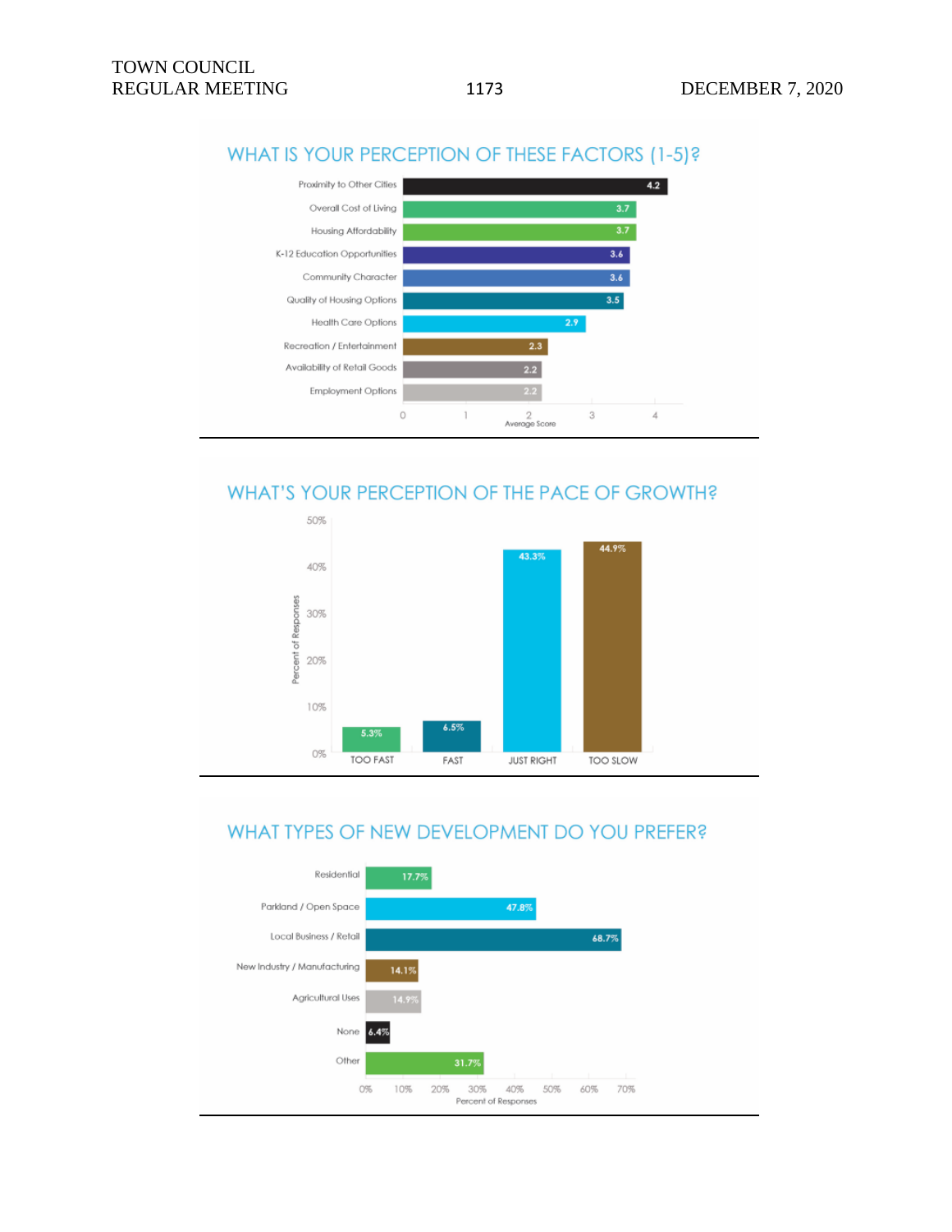## WHAT IS YOUR PERCEPTION OF THESE FACTORS (1-5)?

| Factor | Average Score |
| --- | --- |
| Proximity to Other Cities | 4.2 |
| Overall Cost of Living | 3.7 |
| Housing Affordability | 3.7 |
| K-12 Education Opportunities | 3.6 |
| Community Character | 3.6 |
| Quality of Housing Options | 3.5 |
| Health Care Options | 2.9 |
| Recreation / Entertainment | 2.3 |
| Availability of Retail Goods | 2.2 |
| Employment Options | 2.2 |

## WHAT'S YOUR PERCEPTION OF THE PACE OF GROWTH?

| Pace | Percent of Responses |
| --- | --- |
| TOO FAST | 5.3% |
| FAST | 6.5% |
| JUST RIGHT | 43.3% |
| TOO SLOW | 44.9% |

## WHAT TYPES OF NEW DEVELOPMENT DO YOU PREFER?

| Development Type | Percent of Responses |
| --- | --- |
| Residential | 17.7% |
| Parkland / Open Space | 47.8% |
| Local Business / Retail | 68.7% |
| New Industry / Manufacturing | 14.1% |
| Agricultural Uses | 14.9% |
| None | 6.4% |
| Other | 31.7% |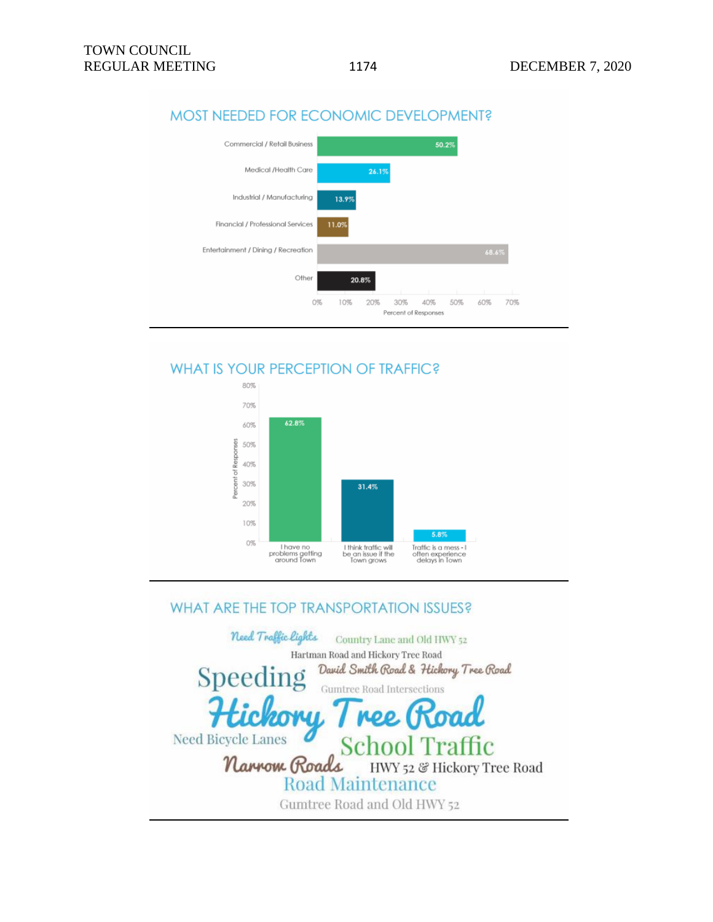## MOST NEEDED FOR ECONOMIC DEVELOPMENT?

| Category | Percent of Responses |
|---|---|
| Commercial / Retail Business | 50.2% |
| Medical /Health Care | 26.1% |
| Industrial / Manufacturing | 13.9% |
| Financial / Professional Services | 11.0% |
| Entertainment / Dining / Recreation | 68.6% |
| Other | 20.8% |

## WHAT IS YOUR PERCEPTION OF TRAFFIC?

| Response | Percent of Responses |
|---|---|
| I have no problems getting around Town | 62.8% |
| I think traffic will be an issue if the Town grows | 31.4% |
| Traffic is a mess - I often experience delays in Town | 5.8% |

## WHAT ARE THE TOP TRANSPORTATION ISSUES?

Need Traffic Lights
Country Lane and Old HWY 52
Hartman Road and Hickory Tree Road
Speeding
David Smith Road & Hickory Tree Road
Gumtree Road Intersections
Hickory Tree Road
Need Bicycle Lanes
School Traffic
Narrow Roads
HWY 52 & Hickory Tree Road
Road Maintenance
Gumtree Road and Old HWY 52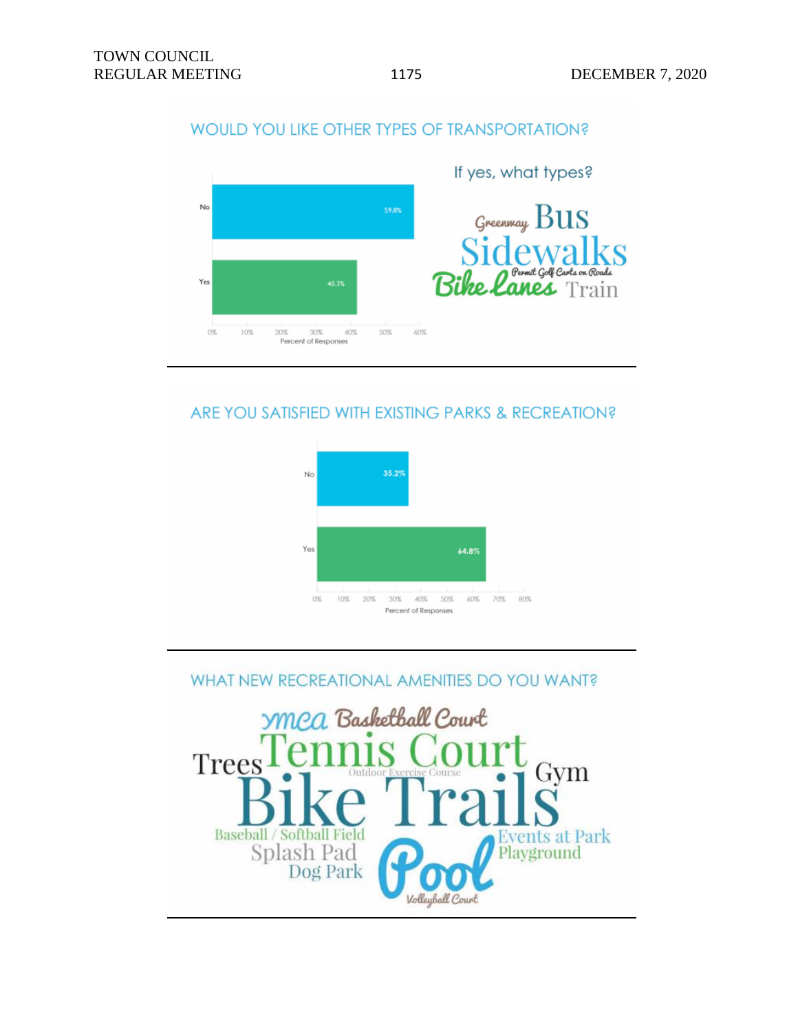## WOULD YOU LIKE OTHER TYPES OF TRANSPORTATION?

| Response | Percent of Responses |
|---|---|
| No | 59.8% |
| Yes | 40.3% |

If yes, what types?

Greenway, Bus, Sidewalks, Permit Golf Carts on Roads, Bike Lanes, Train

## ARE YOU SATISFIED WITH EXISTING PARKS & RECREATION?

| Response | Percent of Responses |
|---|---|
| No | 35.2% |
| Yes | 64.8% |

## WHAT NEW RECREATIONAL AMENITIES DO YOU WANT?

YMCA, Basketball Court, Trees, Tennis Court, Gym, Outdoor Exercise Course, Bike Trails, Baseball / Softball Field, Splash Pad, Dog Park, Pool, Events at Park, Playground, Volleyball Court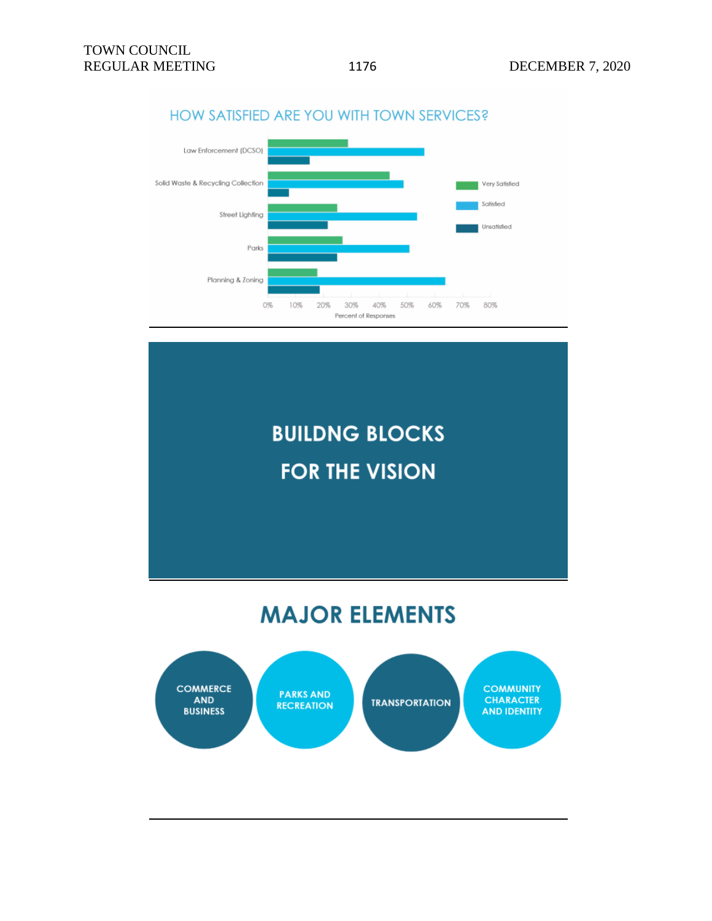## HOW SATISFIED ARE YOU WITH TOWN SERVICES?

| Service | Very Satisfied | Satisfied | Unsatisfied |
|---|---|---|---|
| Law Enforcement (DCSO) | ~29% | ~56% | ~15% |
| Solid Waste & Recycling Collection | ~44% | ~49% | ~8% |
| Street Lighting | ~25% | ~54% | ~22% |
| Parks | ~27% | ~51% | ~25% |
| Planning & Zoning | ~18% | ~64% | ~19% |

Percent of Responses

# BUILDNG BLOCKS FOR THE VISION

# MAJOR ELEMENTS

- COMMERCE AND BUSINESS
- PARKS AND RECREATION
- TRANSPORTATION
- COMMUNITY CHARACTER AND IDENTITY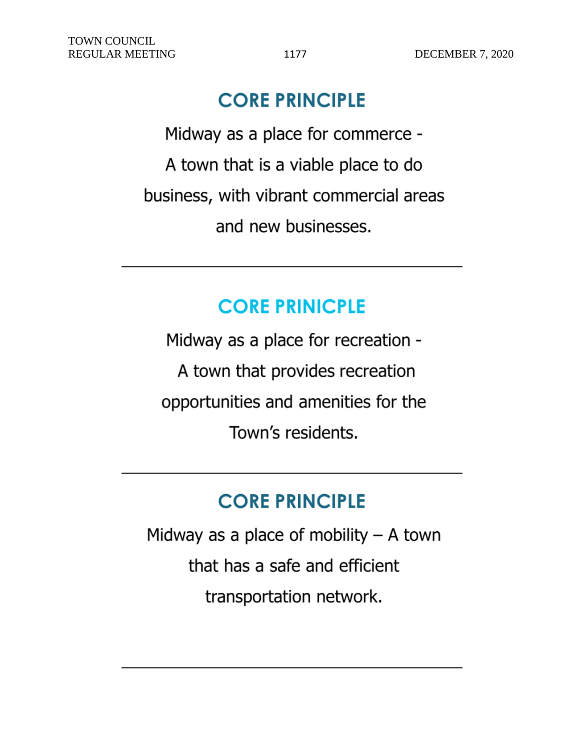## CORE PRINCIPLE

Midway as a place for commerce - A town that is a viable place to do business, with vibrant commercial areas and new businesses.

---

## CORE PRINICPLE

Midway as a place for recreation - A town that provides recreation opportunities and amenities for the Town's residents.

---

## CORE PRINCIPLE

Midway as a place of mobility – A town that has a safe and efficient transportation network.

---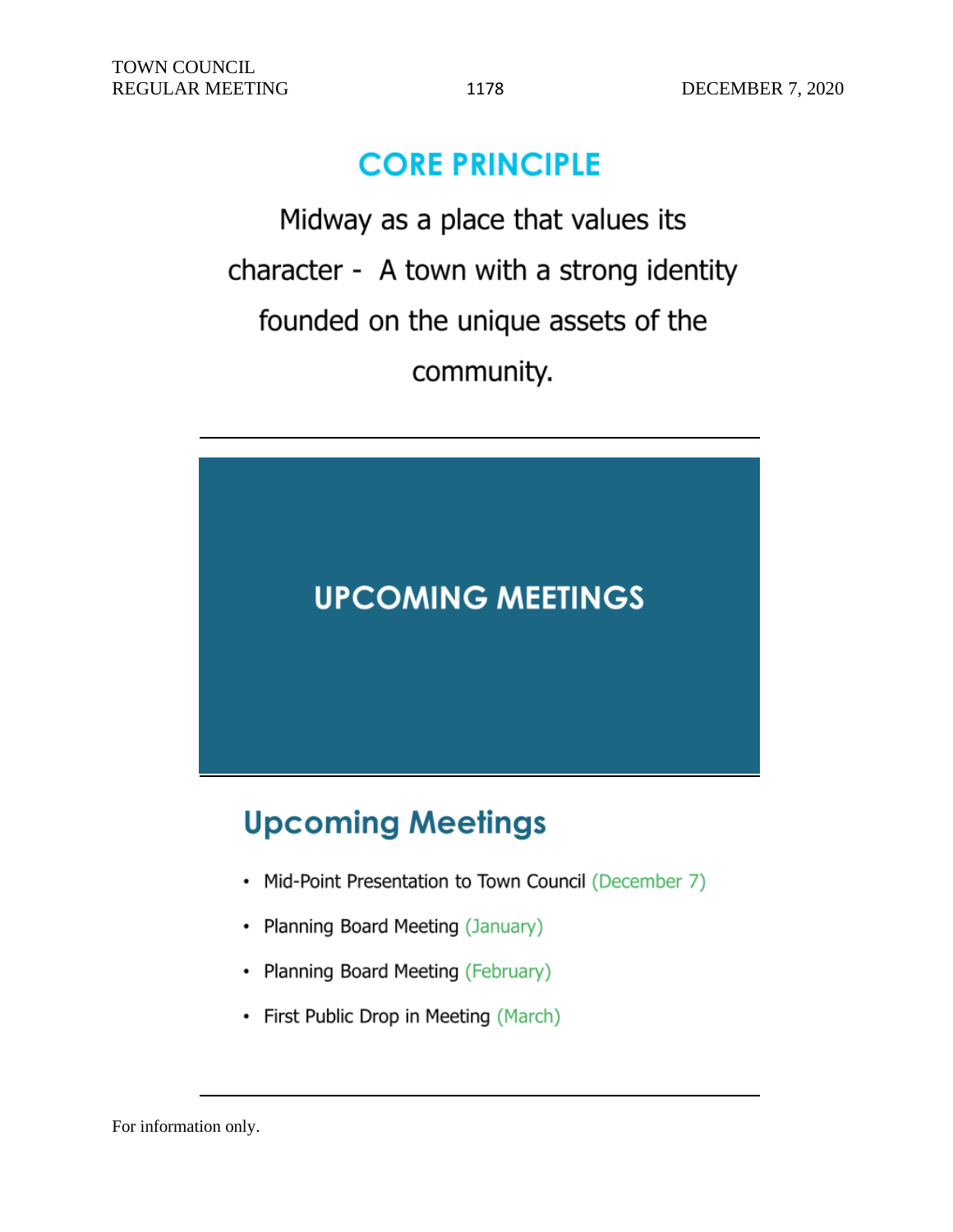## CORE PRINCIPLE

Midway as a place that values its character - A town with a strong identity founded on the unique assets of the community.

---

## UPCOMING MEETINGS

---

## Upcoming Meetings

- Mid-Point Presentation to Town Council (December 7)
- Planning Board Meeting (January)
- Planning Board Meeting (February)
- First Public Drop in Meeting (March)

---

For information only.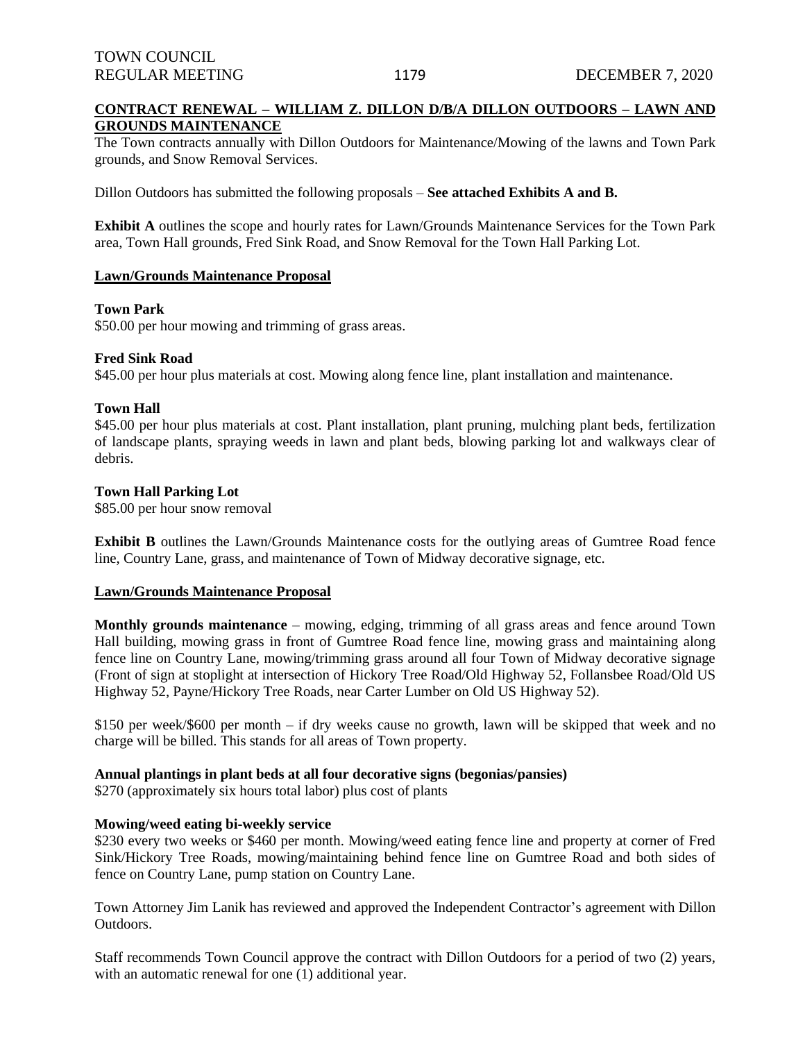## CONTRACT RENEWAL – WILLIAM Z. DILLON D/B/A DILLON OUTDOORS – LAWN AND GROUNDS MAINTENANCE

The Town contracts annually with Dillon Outdoors for Maintenance/Mowing of the lawns and Town Park grounds, and Snow Removal Services.

Dillon Outdoors has submitted the following proposals – **See attached Exhibits A and B.**

**Exhibit A** outlines the scope and hourly rates for Lawn/Grounds Maintenance Services for the Town Park area, Town Hall grounds, Fred Sink Road, and Snow Removal for the Town Hall Parking Lot.

### Lawn/Grounds Maintenance Proposal

**Town Park**
$50.00 per hour mowing and trimming of grass areas.

**Fred Sink Road**
$45.00 per hour plus materials at cost. Mowing along fence line, plant installation and maintenance.

**Town Hall**
$45.00 per hour plus materials at cost. Plant installation, plant pruning, mulching plant beds, fertilization of landscape plants, spraying weeds in lawn and plant beds, blowing parking lot and walkways clear of debris.

**Town Hall Parking Lot**
$85.00 per hour snow removal

**Exhibit B** outlines the Lawn/Grounds Maintenance costs for the outlying areas of Gumtree Road fence line, Country Lane, grass, and maintenance of Town of Midway decorative signage, etc.

### Lawn/Grounds Maintenance Proposal

**Monthly grounds maintenance** – mowing, edging, trimming of all grass areas and fence around Town Hall building, mowing grass in front of Gumtree Road fence line, mowing grass and maintaining along fence line on Country Lane, mowing/trimming grass around all four Town of Midway decorative signage (Front of sign at stoplight at intersection of Hickory Tree Road/Old Highway 52, Follansbee Road/Old US Highway 52, Payne/Hickory Tree Roads, near Carter Lumber on Old US Highway 52).

$150 per week/$600 per month – if dry weeks cause no growth, lawn will be skipped that week and no charge will be billed. This stands for all areas of Town property.

**Annual plantings in plant beds at all four decorative signs (begonias/pansies)**
$270 (approximately six hours total labor) plus cost of plants

**Mowing/weed eating bi-weekly service**
$230 every two weeks or $460 per month. Mowing/weed eating fence line and property at corner of Fred Sink/Hickory Tree Roads, mowing/maintaining behind fence line on Gumtree Road and both sides of fence on Country Lane, pump station on Country Lane.

Town Attorney Jim Lanik has reviewed and approved the Independent Contractor's agreement with Dillon Outdoors.

Staff recommends Town Council approve the contract with Dillon Outdoors for a period of two (2) years, with an automatic renewal for one (1) additional year.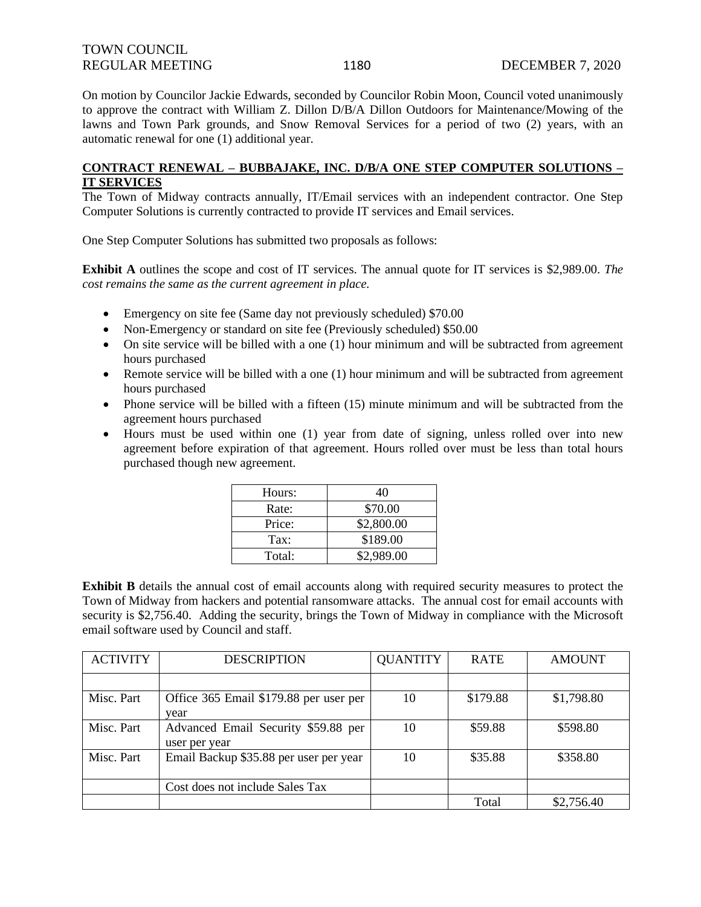On motion by Councilor Jackie Edwards, seconded by Councilor Robin Moon, Council voted unanimously to approve the contract with William Z. Dillon D/B/A Dillon Outdoors for Maintenance/Mowing of the lawns and Town Park grounds, and Snow Removal Services for a period of two (2) years, with an automatic renewal for one (1) additional year.

## CONTRACT RENEWAL – BUBBAJAKE, INC. D/B/A ONE STEP COMPUTER SOLUTIONS – IT SERVICES

The Town of Midway contracts annually, IT/Email services with an independent contractor. One Step Computer Solutions is currently contracted to provide IT services and Email services.

One Step Computer Solutions has submitted two proposals as follows:

**Exhibit A** outlines the scope and cost of IT services. The annual quote for IT services is $2,989.00. *The cost remains the same as the current agreement in place.*

- Emergency on site fee (Same day not previously scheduled) $70.00
- Non-Emergency or standard on site fee (Previously scheduled) $50.00
- On site service will be billed with a one (1) hour minimum and will be subtracted from agreement hours purchased
- Remote service will be billed with a one (1) hour minimum and will be subtracted from agreement hours purchased
- Phone service will be billed with a fifteen (15) minute minimum and will be subtracted from the agreement hours purchased
- Hours must be used within one (1) year from date of signing, unless rolled over into new agreement before expiration of that agreement. Hours rolled over must be less than total hours purchased though new agreement.

| Hours: | 40 |
|---|---|
| Rate: | $70.00 |
| Price: | $2,800.00 |
| Tax: | $189.00 |
| Total: | $2,989.00 |

**Exhibit B** details the annual cost of email accounts along with required security measures to protect the Town of Midway from hackers and potential ransomware attacks. The annual cost for email accounts with security is $2,756.40. Adding the security, brings the Town of Midway in compliance with the Microsoft email software used by Council and staff.

| ACTIVITY | DESCRIPTION | QUANTITY | RATE | AMOUNT |
|---|---|---|---|---|
| | | | | |
| Misc. Part | Office 365 Email $179.88 per user per year | 10 | $179.88 | $1,798.80 |
| Misc. Part | Advanced Email Security $59.88 per user per year | 10 | $59.88 | $598.80 |
| Misc. Part | Email Backup $35.88 per user per year | 10 | $35.88 | $358.80 |
| | Cost does not include Sales Tax | | | |
| | | | Total | $2,756.40 |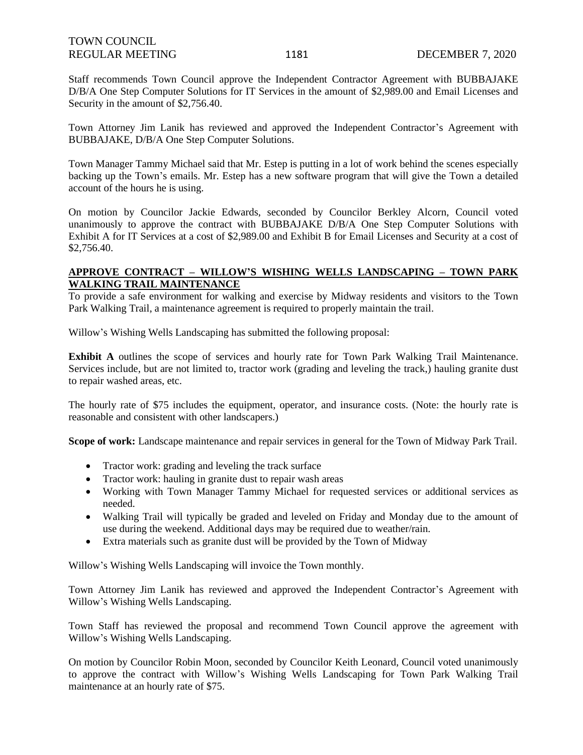Staff recommends Town Council approve the Independent Contractor Agreement with BUBBAJAKE D/B/A One Step Computer Solutions for IT Services in the amount of $2,989.00 and Email Licenses and Security in the amount of $2,756.40.

Town Attorney Jim Lanik has reviewed and approved the Independent Contractor's Agreement with BUBBAJAKE, D/B/A One Step Computer Solutions.

Town Manager Tammy Michael said that Mr. Estep is putting in a lot of work behind the scenes especially backing up the Town's emails. Mr. Estep has a new software program that will give the Town a detailed account of the hours he is using.

On motion by Councilor Jackie Edwards, seconded by Councilor Berkley Alcorn, Council voted unanimously to approve the contract with BUBBAJAKE D/B/A One Step Computer Solutions with Exhibit A for IT Services at a cost of $2,989.00 and Exhibit B for Email Licenses and Security at a cost of $2,756.40.

**APPROVE CONTRACT – WILLOW'S WISHING WELLS LANDSCAPING – TOWN PARK WALKING TRAIL MAINTENANCE**

To provide a safe environment for walking and exercise by Midway residents and visitors to the Town Park Walking Trail, a maintenance agreement is required to properly maintain the trail.

Willow's Wishing Wells Landscaping has submitted the following proposal:

**Exhibit A** outlines the scope of services and hourly rate for Town Park Walking Trail Maintenance. Services include, but are not limited to, tractor work (grading and leveling the track,) hauling granite dust to repair washed areas, etc.

The hourly rate of $75 includes the equipment, operator, and insurance costs. (Note: the hourly rate is reasonable and consistent with other landscapers.)

**Scope of work:** Landscape maintenance and repair services in general for the Town of Midway Park Trail.

- Tractor work: grading and leveling the track surface
- Tractor work: hauling in granite dust to repair wash areas
- Working with Town Manager Tammy Michael for requested services or additional services as needed.
- Walking Trail will typically be graded and leveled on Friday and Monday due to the amount of use during the weekend. Additional days may be required due to weather/rain.
- Extra materials such as granite dust will be provided by the Town of Midway

Willow's Wishing Wells Landscaping will invoice the Town monthly.

Town Attorney Jim Lanik has reviewed and approved the Independent Contractor's Agreement with Willow's Wishing Wells Landscaping.

Town Staff has reviewed the proposal and recommend Town Council approve the agreement with Willow's Wishing Wells Landscaping.

On motion by Councilor Robin Moon, seconded by Councilor Keith Leonard, Council voted unanimously to approve the contract with Willow's Wishing Wells Landscaping for Town Park Walking Trail maintenance at an hourly rate of $75.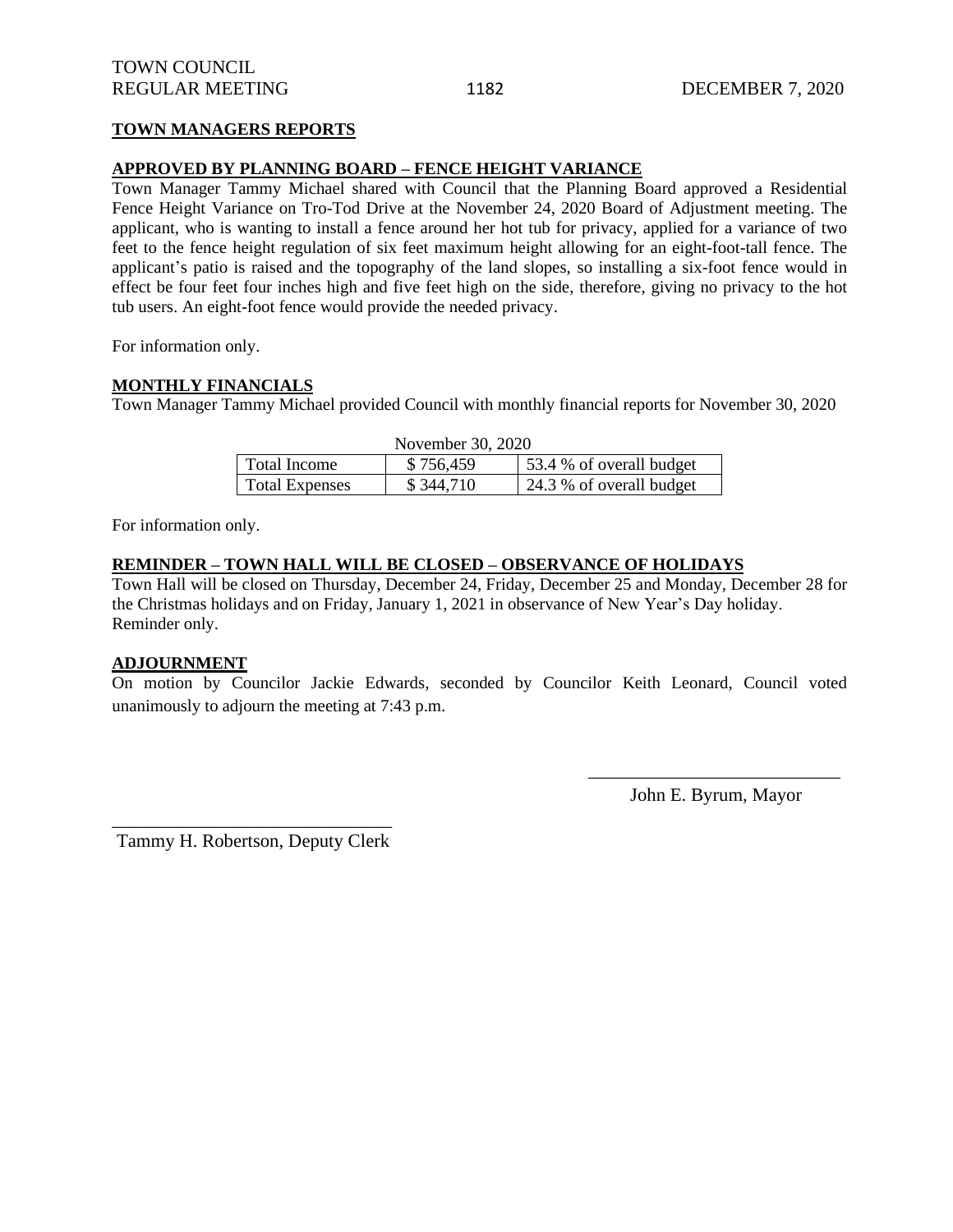**TOWN MANAGERS REPORTS**

**APPROVED BY PLANNING BOARD – FENCE HEIGHT VARIANCE**

Town Manager Tammy Michael shared with Council that the Planning Board approved a Residential Fence Height Variance on Tro-Tod Drive at the November 24, 2020 Board of Adjustment meeting. The applicant, who is wanting to install a fence around her hot tub for privacy, applied for a variance of two feet to the fence height regulation of six feet maximum height allowing for an eight-foot-tall fence. The applicant's patio is raised and the topography of the land slopes, so installing a six-foot fence would in effect be four feet four inches high and five feet high on the side, therefore, giving no privacy to the hot tub users. An eight-foot fence would provide the needed privacy.

For information only.

**MONTHLY FINANCIALS**

Town Manager Tammy Michael provided Council with monthly financial reports for November 30, 2020

November 30, 2020

| | | |
|---|---|---|
| Total Income | $ 756,459 | 53.4 % of overall budget |
| Total Expenses | $ 344,710 | 24.3 % of overall budget |

For information only.

**REMINDER – TOWN HALL WILL BE CLOSED – OBSERVANCE OF HOLIDAYS**

Town Hall will be closed on Thursday, December 24, Friday, December 25 and Monday, December 28 for the Christmas holidays and on Friday, January 1, 2021 in observance of New Year's Day holiday.
Reminder only.

**ADJOURNMENT**

On motion by Councilor Jackie Edwards, seconded by Councilor Keith Leonard, Council voted unanimously to adjourn the meeting at 7:43 p.m.

\_\_\_\_\_\_\_\_\_\_\_\_\_\_\_\_\_\_\_\_\_\_\_\_\_\_\_\_
John E. Byrum, Mayor

\_\_\_\_\_\_\_\_\_\_\_\_\_\_\_\_\_\_\_\_\_\_\_\_\_\_\_\_\_\_
Tammy H. Robertson, Deputy Clerk